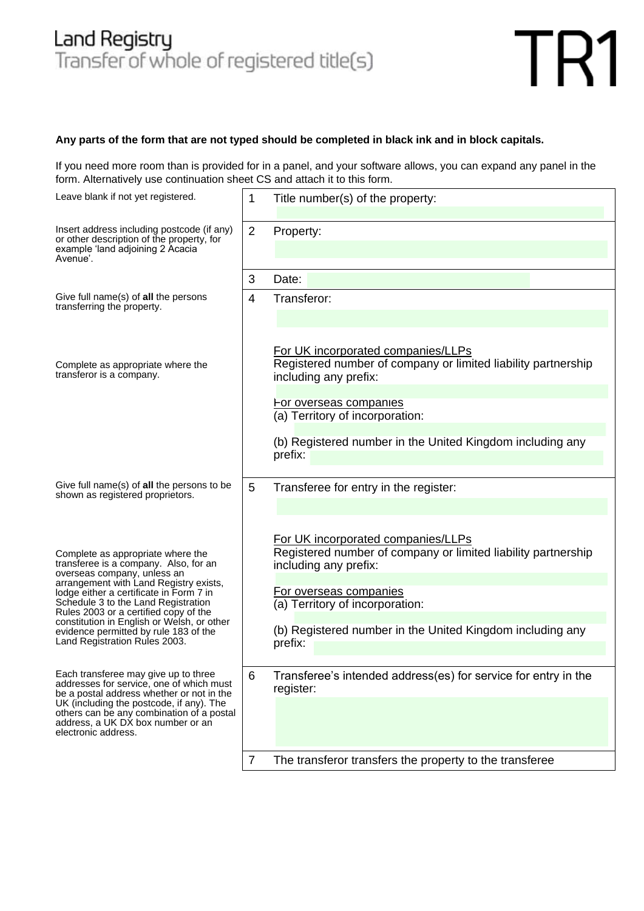# Land Registry
## Transfer of whole of registered title(s)

# TR1

**Any parts of the form that are not typed should be completed in black ink and in block capitals.**

If you need more room than is provided for in a panel, and your software allows, you can expand any panel in the form. Alternatively use continuation sheet CS and attach it to this form.

| Guidance | No. | Panel |
|---|---|---|
| Leave blank if not yet registered. | 1 | Title number(s) of the property: |
| Insert address including postcode (if any) or other description of the property, for example 'land adjoining 2 Acacia Avenue'. | 2 | Property: |
| | 3 | Date: |
| Give full name(s) of **all** the persons transferring the property.<br><br>Complete as appropriate where the transferor is a company. | 4 | Transferor:<br><br>For UK incorporated companies/LLPs<br>Registered number of company or limited liability partnership including any prefix:<br><br>For overseas companies<br>(a) Territory of incorporation:<br><br>(b) Registered number in the United Kingdom including any prefix: |
| Give full name(s) of **all** the persons to be shown as registered proprietors.<br><br>Complete as appropriate where the transferee is a company. Also, for an overseas company, unless an arrangement with Land Registry exists, lodge either a certificate in Form 7 in Schedule 3 to the Land Registration Rules 2003 or a certified copy of the constitution in English or Welsh, or other evidence permitted by rule 183 of the Land Registration Rules 2003. | 5 | Transferee for entry in the register:<br><br>For UK incorporated companies/LLPs<br>Registered number of company or limited liability partnership including any prefix:<br><br>For overseas companies<br>(a) Territory of incorporation:<br><br>(b) Registered number in the United Kingdom including any prefix: |
| Each transferee may give up to three addresses for service, one of which must be a postal address whether or not in the UK (including the postcode, if any). The others can be any combination of a postal address, a UK DX box number or an electronic address. | 6 | Transferee's intended address(es) for service for entry in the register: |
| | 7 | The transferor transfers the property to the transferee |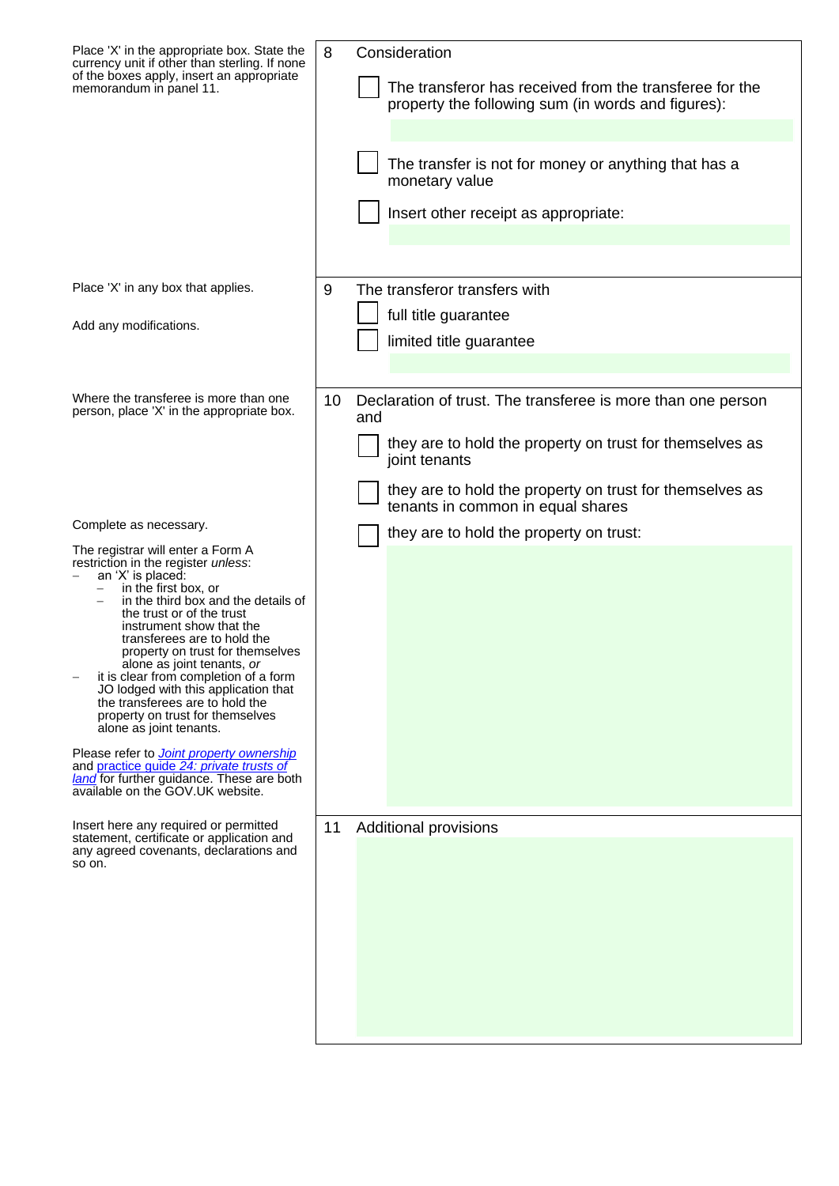Place 'X' in the appropriate box. State the currency unit if other than sterling. If none of the boxes apply, insert an appropriate memorandum in panel 11.

**8 Consideration**

☐ The transferor has received from the transferee for the property the following sum (in words and figures):

☐ The transfer is not for money or anything that has a monetary value

☐ Insert other receipt as appropriate:

Place 'X' in any box that applies.

Add any modifications.

**9 The transferor transfers with**

☐ full title guarantee

☐ limited title guarantee

Where the transferee is more than one person, place 'X' in the appropriate box.

**10 Declaration of trust. The transferee is more than one person and**

☐ they are to hold the property on trust for themselves as joint tenants

☐ they are to hold the property on trust for themselves as tenants in common in equal shares

☐ they are to hold the property on trust:

Complete as necessary.

The registrar will enter a Form A restriction in the register *unless*:

- an 'X' is placed:
  - in the first box, or
  - in the third box and the details of the trust or of the trust instrument show that the transferees are to hold the property on trust for themselves alone as joint tenants, *or*
- it is clear from completion of a form JO lodged with this application that the transferees are to hold the property on trust for themselves alone as joint tenants.

Please refer to *Joint property ownership* and practice guide *24: private trusts of land* for further guidance. These are both available on the GOV.UK website.

Insert here any required or permitted statement, certificate or application and any agreed covenants, declarations and so on.

**11 Additional provisions**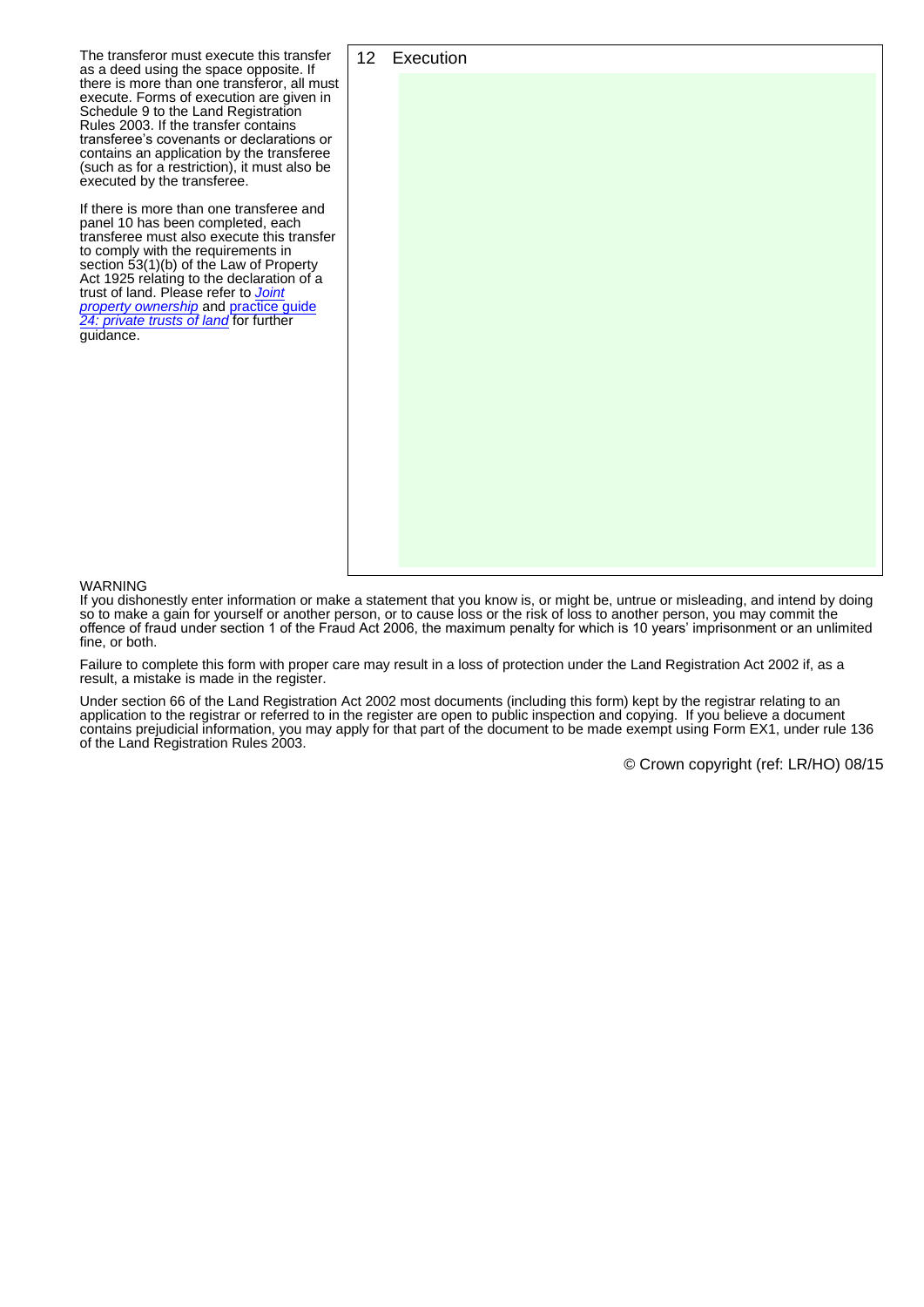The transferor must execute this transfer as a deed using the space opposite. If there is more than one transferor, all must execute. Forms of execution are given in Schedule 9 to the Land Registration Rules 2003. If the transfer contains transferee's covenants or declarations or contains an application by the transferee (such as for a restriction), it must also be executed by the transferee.

If there is more than one transferee and panel 10 has been completed, each transferee must also execute this transfer to comply with the requirements in section 53(1)(b) of the Law of Property Act 1925 relating to the declaration of a trust of land. Please refer to *Joint property ownership* and practice guide *24: private trusts of land* for further guidance.

## 12 Execution

WARNING

If you dishonestly enter information or make a statement that you know is, or might be, untrue or misleading, and intend by doing so to make a gain for yourself or another person, or to cause loss or the risk of loss to another person, you may commit the offence of fraud under section 1 of the Fraud Act 2006, the maximum penalty for which is 10 years' imprisonment or an unlimited fine, or both.

Failure to complete this form with proper care may result in a loss of protection under the Land Registration Act 2002 if, as a result, a mistake is made in the register.

Under section 66 of the Land Registration Act 2002 most documents (including this form) kept by the registrar relating to an application to the registrar or referred to in the register are open to public inspection and copying. If you believe a document contains prejudicial information, you may apply for that part of the document to be made exempt using Form EX1, under rule 136 of the Land Registration Rules 2003.

© Crown copyright (ref: LR/HO) 08/15